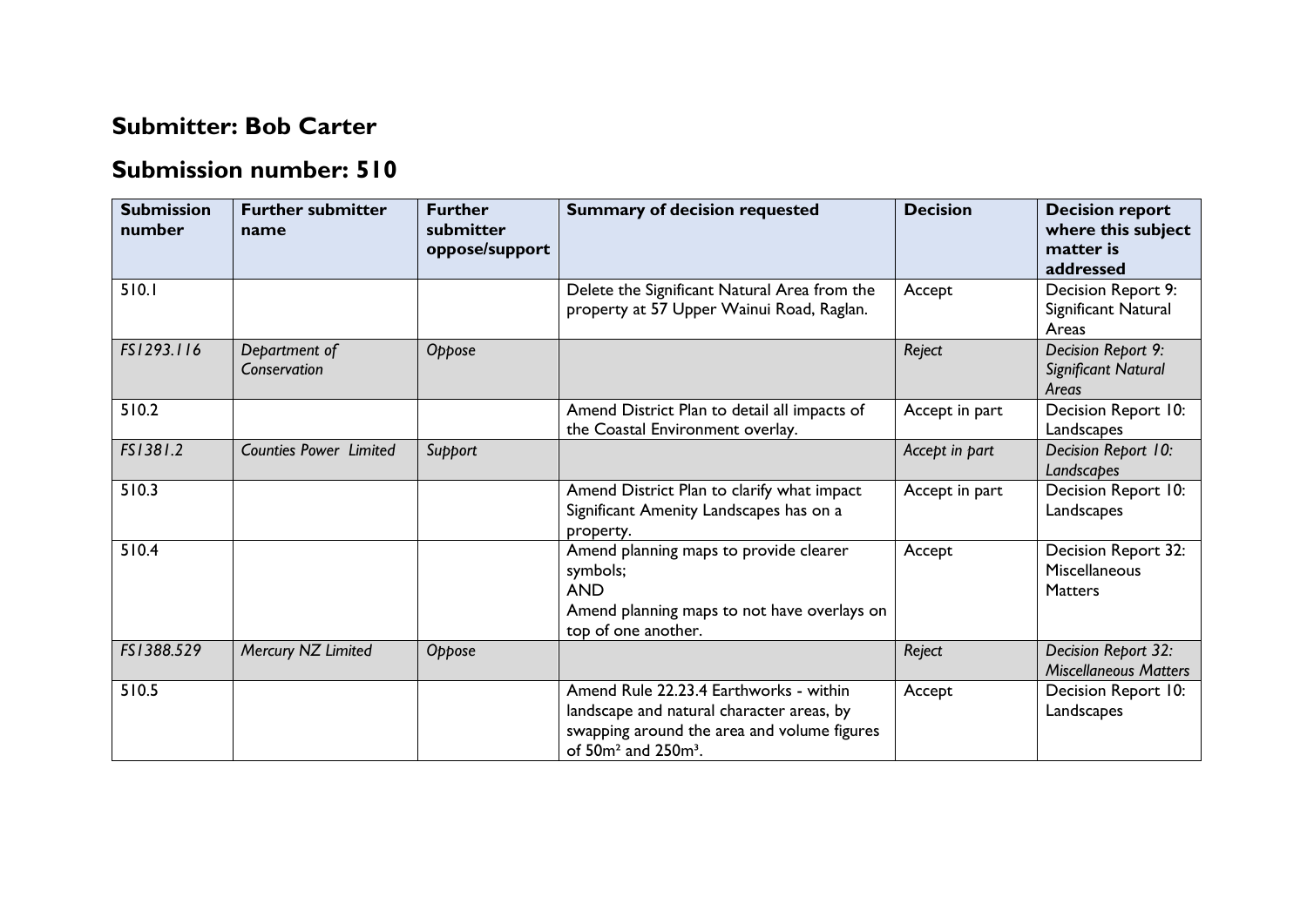## Submitter: Bob Carter

## Submission number: 510

| Submission number | Further submitter name | Further submitter oppose/support | Summary of decision requested | Decision | Decision report where this subject matter is addressed |
|---|---|---|---|---|---|
| 510.1 | | | Delete the Significant Natural Area from the property at 57 Upper Wainui Road, Raglan. | Accept | Decision Report 9: Significant Natural Areas |
| *FS1293.116* | *Department of Conservation* | *Oppose* | | *Reject* | *Decision Report 9: Significant Natural Areas* |
| 510.2 | | | Amend District Plan to detail all impacts of the Coastal Environment overlay. | Accept in part | Decision Report 10: Landscapes |
| *FS1381.2* | *Counties Power Limited* | *Support* | | *Accept in part* | *Decision Report 10: Landscapes* |
| 510.3 | | | Amend District Plan to clarify what impact Significant Amenity Landscapes has on a property. | Accept in part | Decision Report 10: Landscapes |
| 510.4 | | | Amend planning maps to provide clearer symbols;<br>AND<br>Amend planning maps to not have overlays on top of one another. | Accept | Decision Report 32: Miscellaneous Matters |
| *FS1388.529* | *Mercury NZ Limited* | *Oppose* | | *Reject* | *Decision Report 32: Miscellaneous Matters* |
| 510.5 | | | Amend Rule 22.23.4 Earthworks - within landscape and natural character areas, by swapping around the area and volume figures of $50m^2$ and $250m^3$. | Accept | Decision Report 10: Landscapes |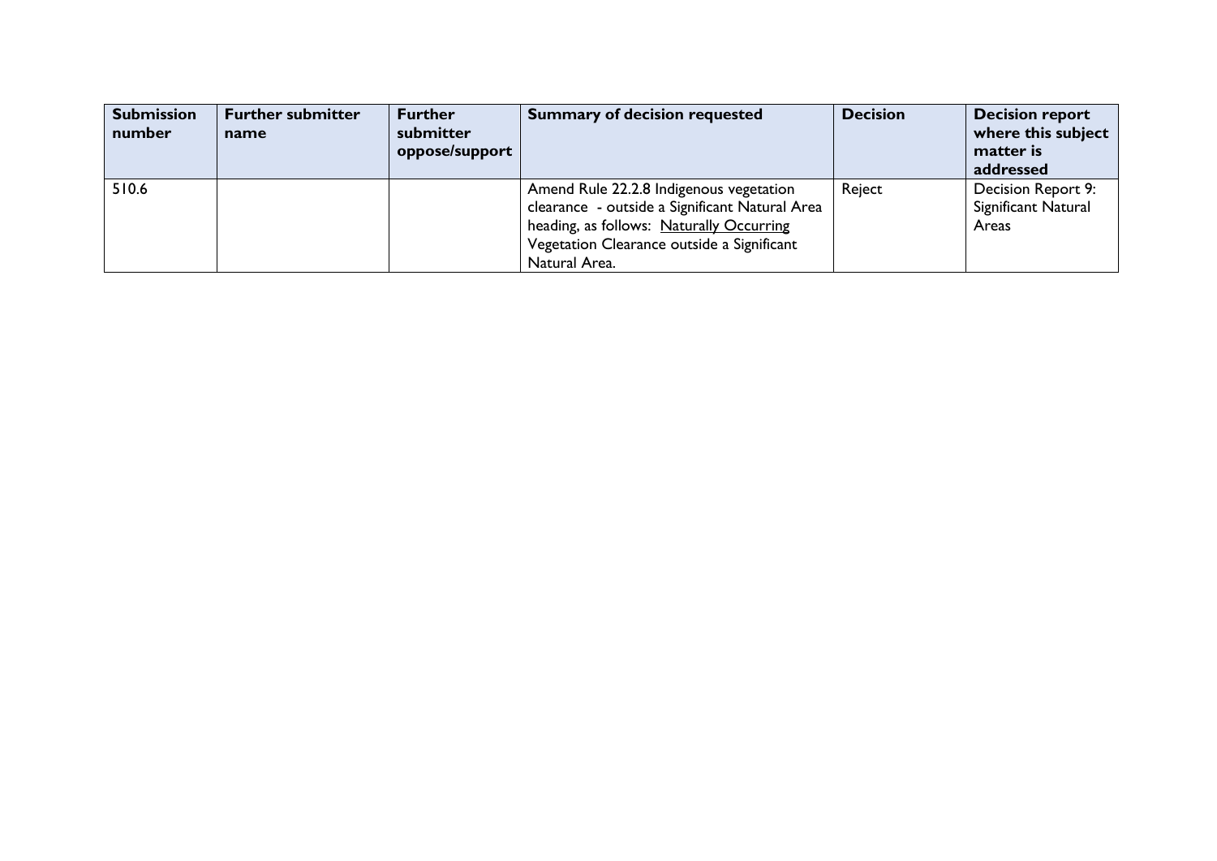| Submission number | Further submitter name | Further submitter oppose/support | Summary of decision requested | Decision | Decision report where this subject matter is addressed |
|---|---|---|---|---|---|
| 510.6 | | | Amend Rule 22.2.8 Indigenous vegetation clearance - outside a Significant Natural Area heading, as follows: <u>Naturally Occurring</u> Vegetation Clearance outside a Significant Natural Area. | Reject | Decision Report 9: Significant Natural Areas |